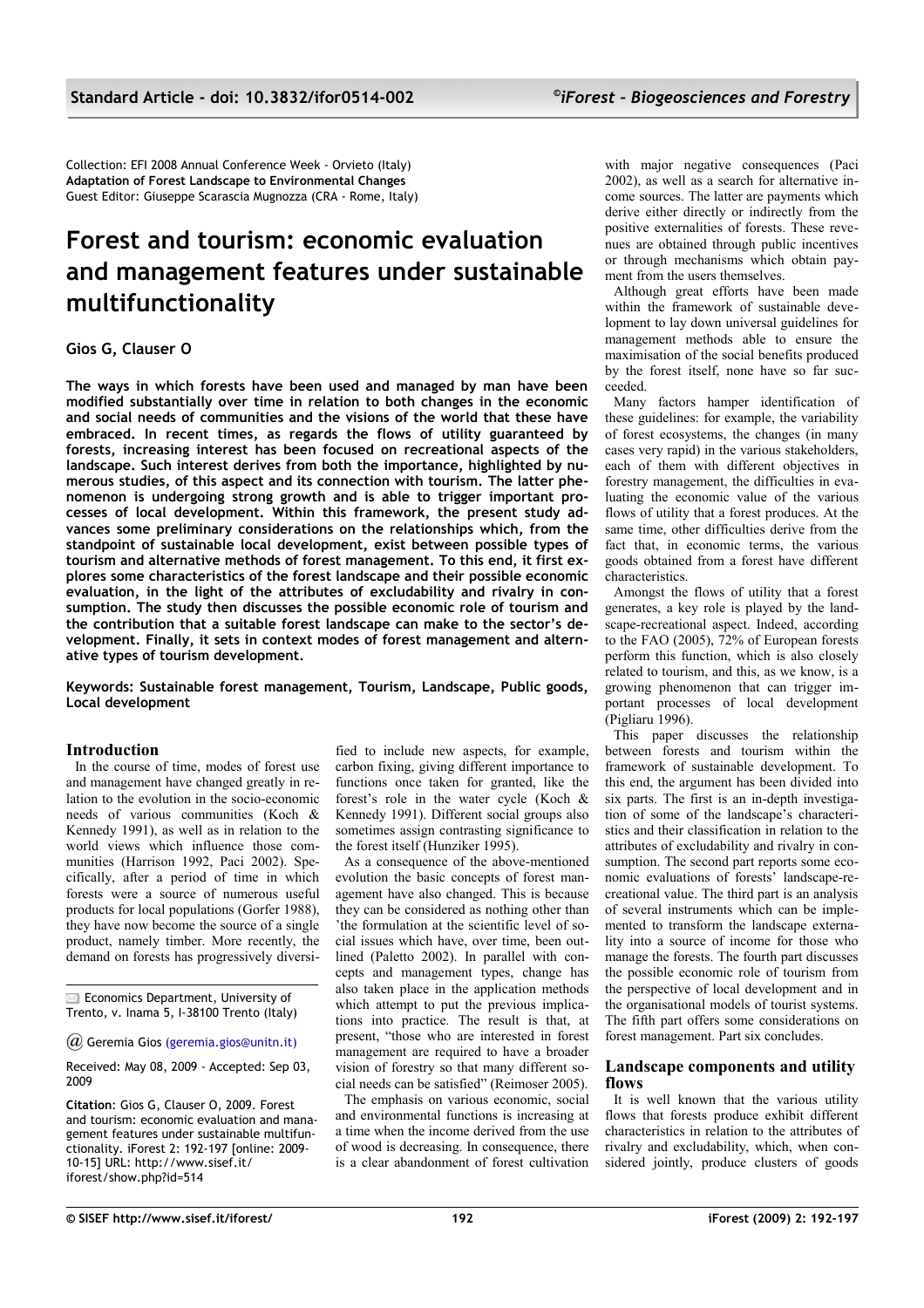Collection: EFI 2008 Annual Conference Week - Orvieto (Italy)
**Adaptation of Forest Landscape to Environmental Changes**
Guest Editor: Giuseppe Scarascia Mugnozza (CRA - Rome, Italy)

# Forest and tourism: economic evaluation and management features under sustainable multifunctionality

**Gios G, Clauser O**

**The ways in which forests have been used and managed by man have been modified substantially over time in relation to both changes in the economic and social needs of communities and the visions of the world that these have embraced. In recent times, as regards the flows of utility guaranteed by forests, increasing interest has been focused on recreational aspects of the landscape. Such interest derives from both the importance, highlighted by numerous studies, of this aspect and its connection with tourism. The latter phenomenon is undergoing strong growth and is able to trigger important processes of local development. Within this framework, the present study advances some preliminary considerations on the relationships which, from the standpoint of sustainable local development, exist between possible types of tourism and alternative methods of forest management. To this end, it first explores some characteristics of the forest landscape and their possible economic evaluation, in the light of the attributes of excludability and rivalry in consumption. The study then discusses the possible economic role of tourism and the contribution that a suitable forest landscape can make to the sector's development. Finally, it sets in context modes of forest management and alternative types of tourism development.**

**Keywords: Sustainable forest management, Tourism, Landscape, Public goods, Local development**

## Introduction

In the course of time, modes of forest use and management have changed greatly in relation to the evolution in the socio-economic needs of various communities (Koch & Kennedy 1991), as well as in relation to the world views which influence those communities (Harrison 1992, Paci 2002). Specifically, after a period of time in which forests were a source of numerous useful products for local populations (Gorfer 1988), they have now become the source of a single product, namely timber. More recently, the demand on forests has progressively diversified to include new aspects, for example, carbon fixing, giving different importance to functions once taken for granted, like the forest's role in the water cycle (Koch & Kennedy 1991). Different social groups also sometimes assign contrasting significance to the forest itself (Hunziker 1995).

As a consequence of the above-mentioned evolution the basic concepts of forest management have also changed. This is because they can be considered as nothing other than 'the formulation at the scientific level of social issues which have, over time, been outlined (Paletto 2002). In parallel with concepts and management types, change has also taken place in the application methods which attempt to put the previous implications into practice. The result is that, at present, "those who are interested in forest management are required to have a broader vision of forestry so that many different social needs can be satisfied" (Reimoser 2005).

The emphasis on various economic, social and environmental functions is increasing at a time when the income derived from the use of wood is decreasing. In consequence, there is a clear abandonment of forest cultivation with major negative consequences (Paci 2002), as well as a search for alternative income sources. The latter are payments which derive either directly or indirectly from the positive externalities of forests. These revenues are obtained through public incentives or through mechanisms which obtain payment from the users themselves.

Although great efforts have been made within the framework of sustainable development to lay down universal guidelines for management methods able to ensure the maximisation of the social benefits produced by the forest itself, none have so far succeeded.

Many factors hamper identification of these guidelines: for example, the variability of forest ecosystems, the changes (in many cases very rapid) in the various stakeholders, each of them with different objectives in forestry management, the difficulties in evaluating the economic value of the various flows of utility that a forest produces. At the same time, other difficulties derive from the fact that, in economic terms, the various goods obtained from a forest have different characteristics.

Amongst the flows of utility that a forest generates, a key role is played by the landscape-recreational aspect. Indeed, according to the FAO (2005), 72% of European forests perform this function, which is also closely related to tourism, and this, as we know, is a growing phenomenon that can trigger important processes of local development (Pigliaru 1996).

This paper discusses the relationship between forests and tourism within the framework of sustainable development. To this end, the argument has been divided into six parts. The first is an in-depth investigation of some of the landscape's characteristics and their classification in relation to the attributes of excludability and rivalry in consumption. The second part reports some economic evaluations of forests' landscape-recreational value. The third part is an analysis of several instruments which can be implemented to transform the landscape externality into a source of income for those who manage the forests. The fourth part discusses the possible economic role of tourism from the perspective of local development and in the organisational models of tourist systems. The fifth part offers some considerations on forest management. Part six concludes.

## Landscape components and utility flows

It is well known that the various utility flows that forests produce exhibit different characteristics in relation to the attributes of rivalry and excludability, which, when considered jointly, produce clusters of goods

Economics Department, University of Trento, v. Inama 5, I-38100 Trento (Italy)

@ Geremia Gios (geremia.gios@unitn.it)

Received: May 08, 2009 - Accepted: Sep 03, 2009

**Citation**: Gios G, Clauser O, 2009. Forest and tourism: economic evaluation and management features under sustainable multifunctionality. iForest 2: 192-197 [online: 2009-10-15] URL: http://www.sisef.it/iforest/show.php?id=514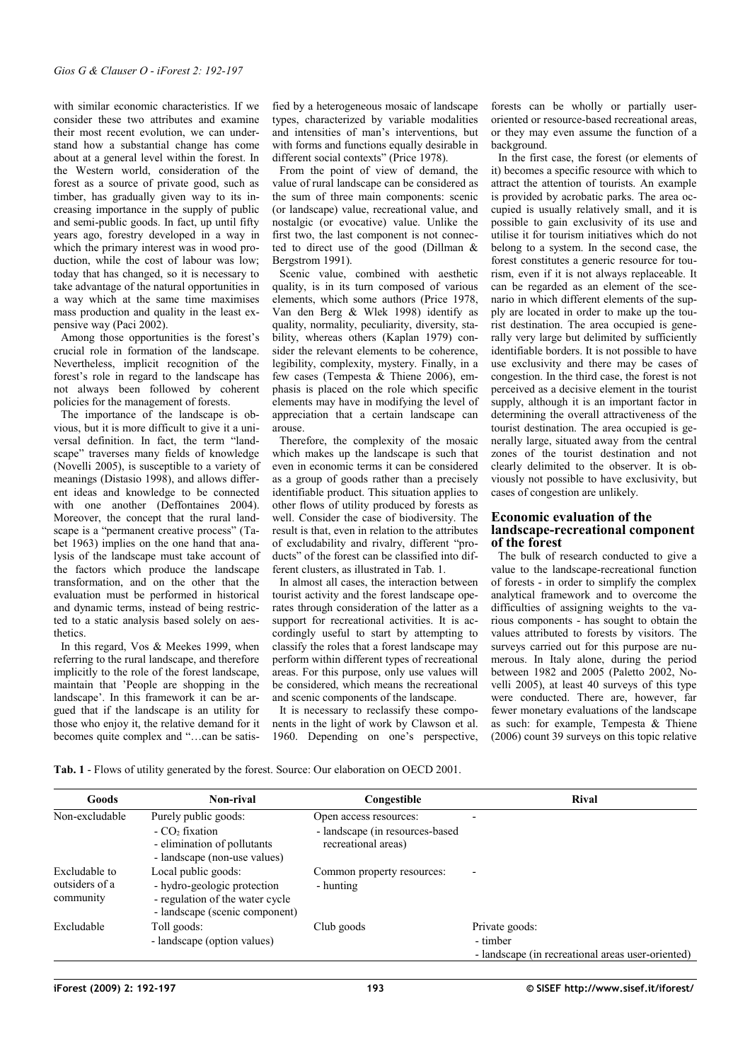with similar economic characteristics. If we consider these two attributes and examine their most recent evolution, we can understand how a substantial change has come about at a general level within the forest. In the Western world, consideration of the forest as a source of private good, such as timber, has gradually given way to its increasing importance in the supply of public and semi-public goods. In fact, up until fifty years ago, forestry developed in a way in which the primary interest was in wood production, while the cost of labour was low; today that has changed, so it is necessary to take advantage of the natural opportunities in a way which at the same time maximises mass production and quality in the least expensive way (Paci 2002).

Among those opportunities is the forest's crucial role in formation of the landscape. Nevertheless, implicit recognition of the forest's role in regard to the landscape has not always been followed by coherent policies for the management of forests.

The importance of the landscape is obvious, but it is more difficult to give it a universal definition. In fact, the term "landscape" traverses many fields of knowledge (Novelli 2005), is susceptible to a variety of meanings (Distasio 1998), and allows different ideas and knowledge to be connected with one another (Deffontaines 2004). Moreover, the concept that the rural landscape is a "permanent creative process" (Tabet 1963) implies on the one hand that analysis of the landscape must take account of the factors which produce the landscape transformation, and on the other that the evaluation must be performed in historical and dynamic terms, instead of being restricted to a static analysis based solely on aesthetics.

In this regard, Vos & Meekes 1999, when referring to the rural landscape, and therefore implicitly to the role of the forest landscape, maintain that 'People are shopping in the landscape'. In this framework it can be argued that if the landscape is an utility for those who enjoy it, the relative demand for it becomes quite complex and "…can be satisfied by a heterogeneous mosaic of landscape types, characterized by variable modalities and intensities of man's interventions, but with forms and functions equally desirable in different social contexts" (Price 1978).

From the point of view of demand, the value of rural landscape can be considered as the sum of three main components: scenic (or landscape) value, recreational value, and nostalgic (or evocative) value. Unlike the first two, the last component is not connected to direct use of the good (Dillman & Bergstrom 1991).

Scenic value, combined with aesthetic quality, is in its turn composed of various elements, which some authors (Price 1978, Van den Berg & Wlek 1998) identify as quality, normality, peculiarity, diversity, stability, whereas others (Kaplan 1979) consider the relevant elements to be coherence, legibility, complexity, mystery. Finally, in a few cases (Tempesta & Thiene 2006), emphasis is placed on the role which specific elements may have in modifying the level of appreciation that a certain landscape can arouse.

Therefore, the complexity of the mosaic which makes up the landscape is such that even in economic terms it can be considered as a group of goods rather than a precisely identifiable product. This situation applies to other flows of utility produced by forests as well. Consider the case of biodiversity. The result is that, even in relation to the attributes of excludability and rivalry, different "products" of the forest can be classified into different clusters, as illustrated in Tab. 1.

In almost all cases, the interaction between tourist activity and the forest landscape operates through consideration of the latter as a support for recreational activities. It is accordingly useful to start by attempting to classify the roles that a forest landscape may perform within different types of recreational areas. For this purpose, only use values will be considered, which means the recreational and scenic components of the landscape.

It is necessary to reclassify these components in the light of work by Clawson et al. 1960. Depending on one's perspective, forests can be wholly or partially user-oriented or resource-based recreational areas, or they may even assume the function of a background.

In the first case, the forest (or elements of it) becomes a specific resource with which to attract the attention of tourists. An example is provided by acrobatic parks. The area occupied is usually relatively small, and it is possible to gain exclusivity of its use and utilise it for tourism initiatives which do not belong to a system. In the second case, the forest constitutes a generic resource for tourism, even if it is not always replaceable. It can be regarded as an element of the scenario in which different elements of the supply are located in order to make up the tourist destination. The area occupied is generally very large but delimited by sufficiently identifiable borders. It is not possible to have use exclusivity and there may be cases of congestion. In the third case, the forest is not perceived as a decisive element in the tourist supply, although it is an important factor in determining the overall attractiveness of the tourist destination. The area occupied is generally large, situated away from the central zones of the tourist destination and not clearly delimited to the observer. It is obviously not possible to have exclusivity, but cases of congestion are unlikely.

## Economic evaluation of the landscape-recreational component of the forest

The bulk of research conducted to give a value to the landscape-recreational function of forests - in order to simplify the complex analytical framework and to overcome the difficulties of assigning weights to the various components - has sought to obtain the values attributed to forests by visitors. The surveys carried out for this purpose are numerous. In Italy alone, during the period between 1982 and 2005 (Paletto 2002, Novelli 2005), at least 40 surveys of this type were conducted. There are, however, far fewer monetary evaluations of the landscape as such: for example, Tempesta & Thiene (2006) count 39 surveys on this topic relative

**Tab. 1** - Flows of utility generated by the forest. Source: Our elaboration on OECD 2001.

| Goods | Non-rival | Congestible | Rival |
|---|---|---|---|
| Non-excludable | Purely public goods:<br>- $CO_2$ fixation<br>- elimination of pollutants<br>- landscape (non-use values) | Open access resources:<br>- landscape (in resources-based recreational areas) | - |
| Excludable to outsiders of a community | Local public goods:<br>- hydro-geologic protection<br>- regulation of the water cycle<br>- landscape (scenic component) | Common property resources:<br>- hunting | - |
| Excludable | Toll goods:<br>- landscape (option values) | Club goods | Private goods:<br>- timber<br>- landscape (in recreational areas user-oriented) |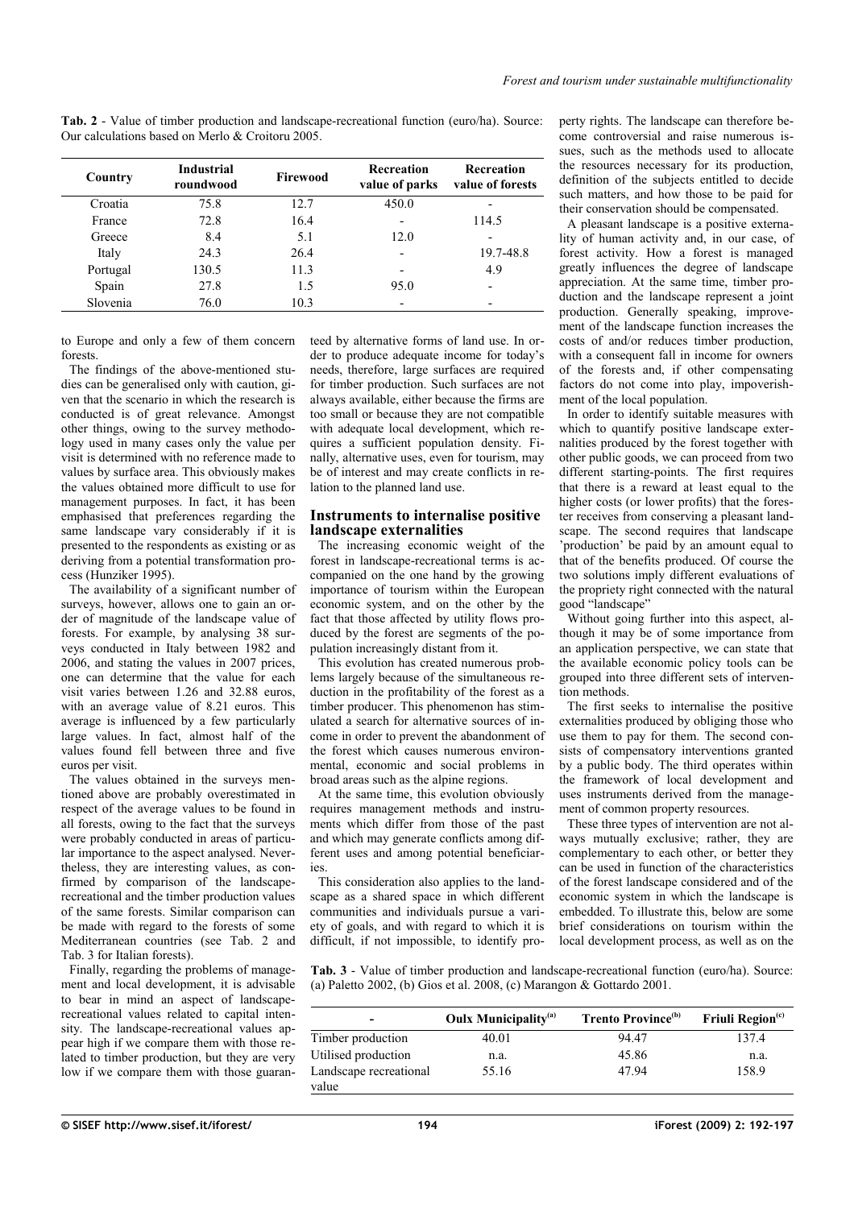**Tab. 2** - Value of timber production and landscape-recreational function (euro/ha). Source: Our calculations based on Merlo & Croitoru 2005.

| Country | Industrial roundwood | Firewood | Recreation value of parks | Recreation value of forests |
|---|---|---|---|---|
| Croatia | 75.8 | 12.7 | 450.0 | - |
| France | 72.8 | 16.4 | - | 114.5 |
| Greece | 8.4 | 5.1 | 12.0 | - |
| Italy | 24.3 | 26.4 | - | 19.7-48.8 |
| Portugal | 130.5 | 11.3 | - | 4.9 |
| Spain | 27.8 | 1.5 | 95.0 | - |
| Slovenia | 76.0 | 10.3 | - | - |

to Europe and only a few of them concern forests.

The findings of the above-mentioned studies can be generalised only with caution, given that the scenario in which the research is conducted is of great relevance. Amongst other things, owing to the survey methodology used in many cases only the value per visit is determined with no reference made to values by surface area. This obviously makes the values obtained more difficult to use for management purposes. In fact, it has been emphasised that preferences regarding the same landscape vary considerably if it is presented to the respondents as existing or as deriving from a potential transformation process (Hunziker 1995).

The availability of a significant number of surveys, however, allows one to gain an order of magnitude of the landscape value of forests. For example, by analysing 38 surveys conducted in Italy between 1982 and 2006, and stating the values in 2007 prices, one can determine that the value for each visit varies between 1.26 and 32.88 euros, with an average value of 8.21 euros. This average is influenced by a few particularly large values. In fact, almost half of the values found fell between three and five euros per visit.

The values obtained in the surveys mentioned above are probably overestimated in respect of the average values to be found in all forests, owing to the fact that the surveys were probably conducted in areas of particular importance to the aspect analysed. Nevertheless, they are interesting values, as confirmed by comparison of the landscape-recreational and the timber production values of the same forests. Similar comparison can be made with regard to the forests of some Mediterranean countries (see Tab. 2 and Tab. 3 for Italian forests).

Finally, regarding the problems of management and local development, it is advisable to bear in mind an aspect of landscape-recreational values related to capital intensity. The landscape-recreational values appear high if we compare them with those related to timber production, but they are very low if we compare them with those guaranteed by alternative forms of land use. In order to produce adequate income for today's needs, therefore, large surfaces are required for timber production. Such surfaces are not always available, either because the firms are too small or because they are not compatible with adequate local development, which requires a sufficient population density. Finally, alternative uses, even for tourism, may be of interest and may create conflicts in relation to the planned land use.

## Instruments to internalise positive landscape externalities

The increasing economic weight of the forest in landscape-recreational terms is accompanied on the one hand by the growing importance of tourism within the European economic system, and on the other by the fact that those affected by utility flows produced by the forest are segments of the population increasingly distant from it.

This evolution has created numerous problems largely because of the simultaneous reduction in the profitability of the forest as a timber producer. This phenomenon has stimulated a search for alternative sources of income in order to prevent the abandonment of the forest which causes numerous environmental, economic and social problems in broad areas such as the alpine regions.

At the same time, this evolution obviously requires management methods and instruments which differ from those of the past and which may generate conflicts among different uses and among potential beneficiaries.

This consideration also applies to the landscape as a shared space in which different communities and individuals pursue a variety of goals, and with regard to which it is difficult, if not impossible, to identify property rights. The landscape can therefore become controversial and raise numerous issues, such as the methods used to allocate the resources necessary for its production, definition of the subjects entitled to decide such matters, and how those to be paid for their conservation should be compensated.

A pleasant landscape is a positive externality of human activity and, in our case, of forest activity. How a forest is managed greatly influences the degree of landscape appreciation. At the same time, timber production and the landscape represent a joint production. Generally speaking, improvement of the landscape function increases the costs of and/or reduces timber production, with a consequent fall in income for owners of the forests and, if other compensating factors do not come into play, impoverishment of the local population.

In order to identify suitable measures with which to quantify positive landscape externalities produced by the forest together with other public goods, we can proceed from two different starting-points. The first requires that there is a reward at least equal to the higher costs (or lower profits) that the forester receives from conserving a pleasant landscape. The second requires that landscape 'production' be paid by an amount equal to that of the benefits produced. Of course the two solutions imply different evaluations of the propriety right connected with the natural good "landscape"

Without going further into this aspect, although it may be of some importance from an application perspective, we can state that the available economic policy tools can be grouped into three different sets of intervention methods.

The first seeks to internalise the positive externalities produced by obliging those who use them to pay for them. The second consists of compensatory interventions granted by a public body. The third operates within the framework of local development and uses instruments derived from the management of common property resources.

These three types of intervention are not always mutually exclusive; rather, they are complementary to each other, or better they can be used in function of the characteristics of the forest landscape considered and of the economic system in which the landscape is embedded. To illustrate this, below are some brief considerations on tourism within the local development process, as well as on the

**Tab. 3** - Value of timber production and landscape-recreational function (euro/ha). Source: (a) Paletto 2002, (b) Gios et al. 2008, (c) Marangon & Gottardo 2001.

| - | Oulx Municipality[(a)] | Trento Province[(b)] | Friuli Region[(c)] |
|---|---|---|---|
| Timber production | 40.01 | 94.47 | 137.4 |
| Utilised production | n.a. | 45.86 | n.a. |
| Landscape recreational value | 55.16 | 47.94 | 158.9 |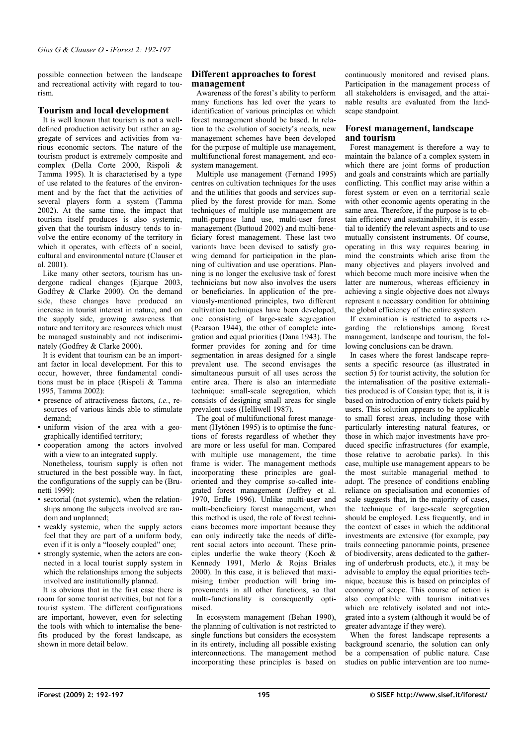possible connection between the landscape and recreational activity with regard to tourism.

## Tourism and local development

It is well known that tourism is not a well-defined production activity but rather an aggregate of services and activities from various economic sectors. The nature of the tourism product is extremely composite and complex (Della Corte 2000, Rispoli & Tamma 1995). It is characterised by a type of use related to the features of the environment and by the fact that the activities of several players form a system (Tamma 2002). At the same time, the impact that tourism itself produces is also systemic, given that the tourism industry tends to involve the entire economy of the territory in which it operates, with effects of a social, cultural and environmental nature (Clauser et al. 2001).

Like many other sectors, tourism has undergone radical changes (Ejarque 2003, Godfrey & Clarke 2000). On the demand side, these changes have produced an increase in tourist interest in nature, and on the supply side, growing awareness that nature and territory are resources which must be managed sustainably and not indiscriminately (Godfrey & Clarke 2000).

It is evident that tourism can be an important factor in local development. For this to occur, however, three fundamental conditions must be in place (Rispoli & Tamma 1995, Tamma 2002):

- presence of attractiveness factors, *i.e.*, resources of various kinds able to stimulate demand;
- uniform vision of the area with a geographically identified territory;
- cooperation among the actors involved with a view to an integrated supply.

Nonetheless, tourism supply is often not structured in the best possible way. In fact, the configurations of the supply can be (Brunetti 1999):

- sectorial (not systemic), when the relationships among the subjects involved are random and unplanned;
- weakly systemic, when the supply actors feel that they are part of a uniform body, even if it is only a "loosely coupled" one;
- strongly systemic, when the actors are connected in a local tourist supply system in which the relationships among the subjects involved are institutionally planned.

It is obvious that in the first case there is room for some tourist activities, but not for a tourist system. The different configurations are important, however, even for selecting the tools with which to internalise the benefits produced by the forest landscape, as shown in more detail below.

## Different approaches to forest management

Awareness of the forest's ability to perform many functions has led over the years to identification of various principles on which forest management should be based. In relation to the evolution of society's needs, new management schemes have been developed for the purpose of multiple use management, multifunctional forest management, and ecosystem management.

Multiple use management (Fernand 1995) centres on cultivation techniques for the uses and the utilities that goods and services supplied by the forest provide for man. Some techniques of multiple use management are multi-purpose land use, multi-user forest management (Buttoud 2002) and multi-beneficiary forest management. These last two variants have been devised to satisfy growing demand for participation in the planning of cultivation and use operations. Planning is no longer the exclusive task of forest technicians but now also involves the users or beneficiaries. In application of the previously-mentioned principles, two different cultivation techniques have been developed, one consisting of large-scale segregation (Pearson 1944), the other of complete integration and equal priorities (Dana 1943). The former provides for zoning and for time segmentation in areas designed for a single prevalent use. The second envisages the simultaneous pursuit of all uses across the entire area. There is also an intermediate technique: small-scale segregation, which consists of designing small areas for single prevalent uses (Helliwell 1987).

The goal of multifunctional forest management (Hytönen 1995) is to optimise the functions of forests regardless of whether they are more or less useful for man. Compared with multiple use management, the time frame is wider. The management methods incorporating these principles are goal-oriented and they comprise so-called integrated forest management (Jeffrey et al. 1970, Erdle 1996). Unlike multi-user and multi-beneficiary forest management, when this method is used, the role of forest technicians becomes more important because they can only indirectly take the needs of different social actors into account. These principles underlie the wake theory (Koch & Kennedy 1991, Merlo & Rojas Briales 2000). In this case, it is believed that maximising timber production will bring improvements in all other functions, so that multi-functionality is consequently optimised.

In ecosystem management (Behan 1990), the planning of cultivation is not restricted to single functions but considers the ecosystem in its entirety, including all possible existing interconnections. The management method incorporating these principles is based on continuously monitored and revised plans. Participation in the management process of all stakeholders is envisaged, and the attainable results are evaluated from the landscape standpoint.

## Forest management, landscape and tourism

Forest management is therefore a way to maintain the balance of a complex system in which there are joint forms of production and goals and constraints which are partially conflicting. This conflict may arise within a forest system or even on a territorial scale with other economic agents operating in the same area. Therefore, if the purpose is to obtain efficiency and sustainability, it is essential to identify the relevant aspects and to use mutually consistent instruments. Of course, operating in this way requires bearing in mind the constraints which arise from the many objectives and players involved and which become much more incisive when the latter are numerous, whereas efficiency in achieving a single objective does not always represent a necessary condition for obtaining the global efficiency of the entire system.

If examination is restricted to aspects regarding the relationships among forest management, landscape and tourism, the following conclusions can be drawn.

In cases where the forest landscape represents a specific resource (as illustrated in section 5) for tourist activity, the solution for the internalisation of the positive externalities produced is of Coasian type; that is, it is based on introduction of entry tickets paid by users. This solution appears to be applicable to small forest areas, including those with particularly interesting natural features, or those in which major investments have produced specific infrastructures (for example, those relative to acrobatic parks). In this case, multiple use management appears to be the most suitable managerial method to adopt. The presence of conditions enabling reliance on specialisation and economies of scale suggests that, in the majority of cases, the technique of large-scale segregation should be employed. Less frequently, and in the context of cases in which the additional investments are extensive (for example, pay trails connecting panoramic points, presence of biodiversity, areas dedicated to the gathering of underbrush products, etc.), it may be advisable to employ the equal priorities technique, because this is based on principles of economy of scope. This course of action is also compatible with tourism initiatives which are relatively isolated and not integrated into a system (although it would be of greater advantage if they were).

When the forest landscape represents a background scenario, the solution can only be a compensation of public nature. Case studies on public intervention are too nume-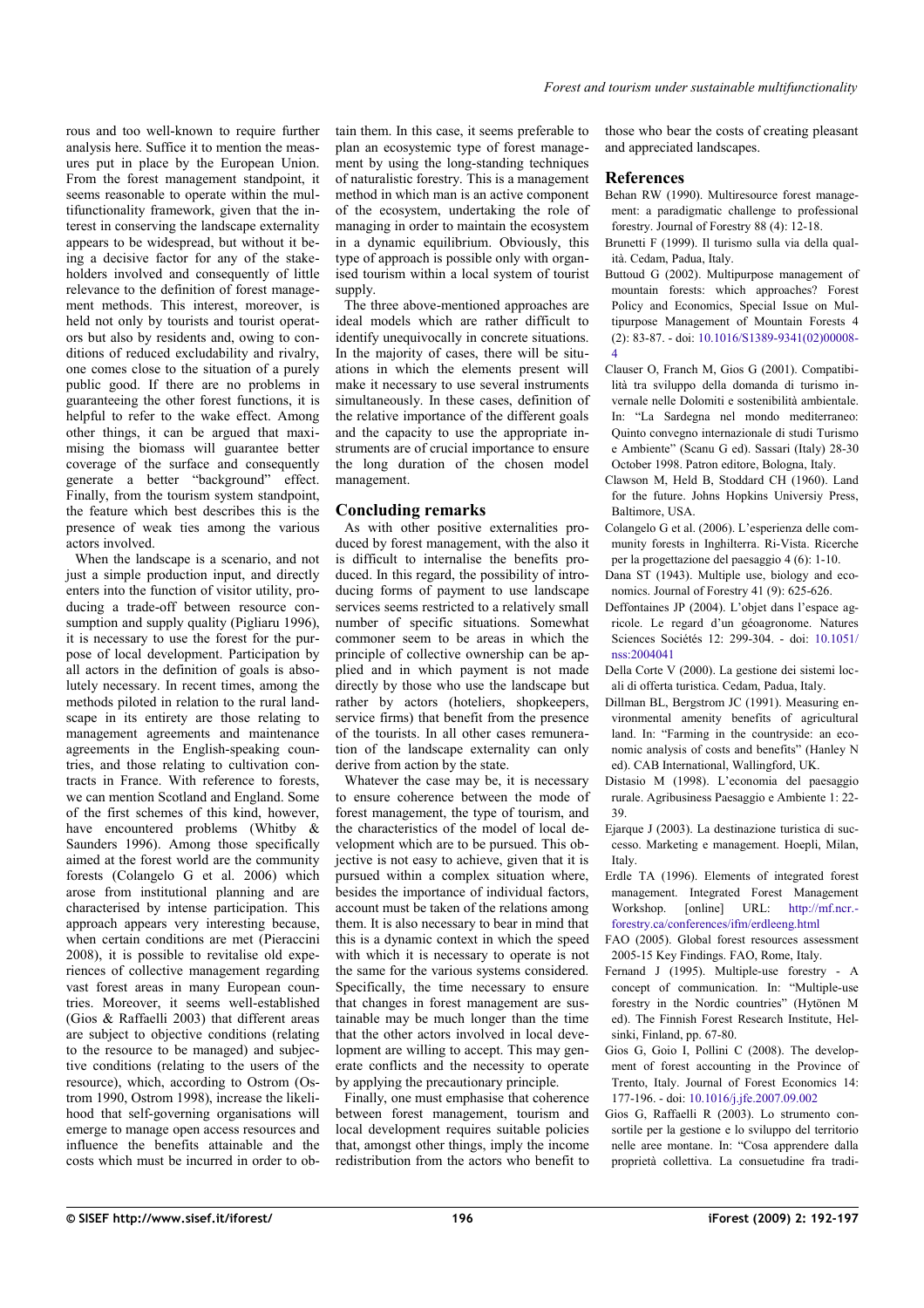rous and too well-known to require further analysis here. Suffice it to mention the measures put in place by the European Union. From the forest management standpoint, it seems reasonable to operate within the multifunctionality framework, given that the interest in conserving the landscape externality appears to be widespread, but without it being a decisive factor for any of the stakeholders involved and consequently of little relevance to the definition of forest management methods. This interest, moreover, is held not only by tourists and tourist operators but also by residents and, owing to conditions of reduced excludability and rivalry, one comes close to the situation of a purely public good. If there are no problems in guaranteeing the other forest functions, it is helpful to refer to the wake effect. Among other things, it can be argued that maximising the biomass will guarantee better coverage of the surface and consequently generate a better "background" effect. Finally, from the tourism system standpoint, the feature which best describes this is the presence of weak ties among the various actors involved.

When the landscape is a scenario, and not just a simple production input, and directly enters into the function of visitor utility, producing a trade-off between resource consumption and supply quality (Pigliaru 1996), it is necessary to use the forest for the purpose of local development. Participation by all actors in the definition of goals is absolutely necessary. In recent times, among the methods piloted in relation to the rural landscape in its entirety are those relating to management agreements and maintenance agreements in the English-speaking countries, and those relating to cultivation contracts in France. With reference to forests, we can mention Scotland and England. Some of the first schemes of this kind, however, have encountered problems (Whitby & Saunders 1996). Among those specifically aimed at the forest world are the community forests (Colangelo G et al. 2006) which arose from institutional planning and are characterised by intense participation. This approach appears very interesting because, when certain conditions are met (Pieraccini 2008), it is possible to revitalise old experiences of collective management regarding vast forest areas in many European countries. Moreover, it seems well-established (Gios & Raffaelli 2003) that different areas are subject to objective conditions (relating to the resource to be managed) and subjective conditions (relating to the users of the resource), which, according to Ostrom (Ostrom 1990, Ostrom 1998), increase the likelihood that self-governing organisations will emerge to manage open access resources and influence the benefits attainable and the costs which must be incurred in order to obtain them. In this case, it seems preferable to plan an ecosystemic type of forest management by using the long-standing techniques of naturalistic forestry. This is a management method in which man is an active component of the ecosystem, undertaking the role of managing in order to maintain the ecosystem in a dynamic equilibrium. Obviously, this type of approach is possible only with organised tourism within a local system of tourist supply.

The three above-mentioned approaches are ideal models which are rather difficult to identify unequivocally in concrete situations. In the majority of cases, there will be situations in which the elements present will make it necessary to use several instruments simultaneously. In these cases, definition of the relative importance of the different goals and the capacity to use the appropriate instruments are of crucial importance to ensure the long duration of the chosen model management.

## Concluding remarks

As with other positive externalities produced by forest management, with the also it is difficult to internalise the benefits produced. In this regard, the possibility of introducing forms of payment to use landscape services seems restricted to a relatively small number of specific situations. Somewhat commoner seem to be areas in which the principle of collective ownership can be applied and in which payment is not made directly by those who use the landscape but rather by actors (hoteliers, shopkeepers, service firms) that benefit from the presence of the tourists. In all other cases remuneration of the landscape externality can only derive from action by the state.

Whatever the case may be, it is necessary to ensure coherence between the mode of forest management, the type of tourism, and the characteristics of the model of local development which are to be pursued. This objective is not easy to achieve, given that it is pursued within a complex situation where, besides the importance of individual factors, account must be taken of the relations among them. It is also necessary to bear in mind that this is a dynamic context in which the speed with which it is necessary to operate is not the same for the various systems considered. Specifically, the time necessary to ensure that changes in forest management are sustainable may be much longer than the time that the other actors involved in local development are willing to accept. This may generate conflicts and the necessity to operate by applying the precautionary principle.

Finally, one must emphasise that coherence between forest management, tourism and local development requires suitable policies that, amongst other things, imply the income redistribution from the actors who benefit to those who bear the costs of creating pleasant and appreciated landscapes.

## References

Behan RW (1990). Multiresource forest management: a paradigmatic challenge to professional forestry. Journal of Forestry 88 (4): 12-18.

Brunetti F (1999). Il turismo sulla via della qualità. Cedam, Padua, Italy.

Buttoud G (2002). Multipurpose management of mountain forests: which approaches? Forest Policy and Economics, Special Issue on Multipurpose Management of Mountain Forests 4 (2): 83-87. - doi: 10.1016/S1389-9341(02)00008-4

Clauser O, Franch M, Gios G (2001). Compatibilità tra sviluppo della domanda di turismo invernale nelle Dolomiti e sostenibilità ambientale. In: "La Sardegna nel mondo mediterraneo: Quinto convegno internazionale di studi Turismo e Ambiente" (Scanu G ed). Sassari (Italy) 28-30 October 1998. Patron editore, Bologna, Italy.

Clawson M, Held B, Stoddard CH (1960). Land for the future. Johns Hopkins Universiy Press, Baltimore, USA.

Colangelo G et al. (2006). L'esperienza delle community forests in Inghilterra. Ri-Vista. Ricerche per la progettazione del paesaggio 4 (6): 1-10.

Dana ST (1943). Multiple use, biology and economics. Journal of Forestry 41 (9): 625-626.

Deffontaines JP (2004). L'objet dans l'espace agricole. Le regard d'un géoagronome. Natures Sciences Sociétés 12: 299-304. - doi: 10.1051/nss:2004041

Della Corte V (2000). La gestione dei sistemi locali di offerta turistica. Cedam, Padua, Italy.

Dillman BL, Bergstrom JC (1991). Measuring environmental amenity benefits of agricultural land. In: "Farming in the countryside: an economic analysis of costs and benefits" (Hanley N ed). CAB International, Wallingford, UK.

Distasio M (1998). L'economia del paesaggio rurale. Agribusiness Paesaggio e Ambiente 1: 22-39.

Ejarque J (2003). La destinazione turistica di successo. Marketing e management. Hoepli, Milan, Italy.

Erdle TA (1996). Elements of integrated forest management. Integrated Forest Management Workshop. [online] URL: http://mf.ncr.-forestry.ca/conferences/ifm/erdleeng.html

FAO (2005). Global forest resources assessment 2005-15 Key Findings. FAO, Rome, Italy.

Fernand J (1995). Multiple-use forestry - A concept of communication. In: "Multiple-use forestry in the Nordic countries" (Hytönen M ed). The Finnish Forest Research Institute, Helsinki, Finland, pp. 67-80.

Gios G, Goio I, Pollini C (2008). The development of forest accounting in the Province of Trento, Italy. Journal of Forest Economics 14: 177-196. - doi: 10.1016/j.jfe.2007.09.002

Gios G, Raffaelli R (2003). Lo strumento consortile per la gestione e lo sviluppo del territorio nelle aree montane. In: "Cosa apprendere dalla proprietà collettiva. La consuetudine fra tradi-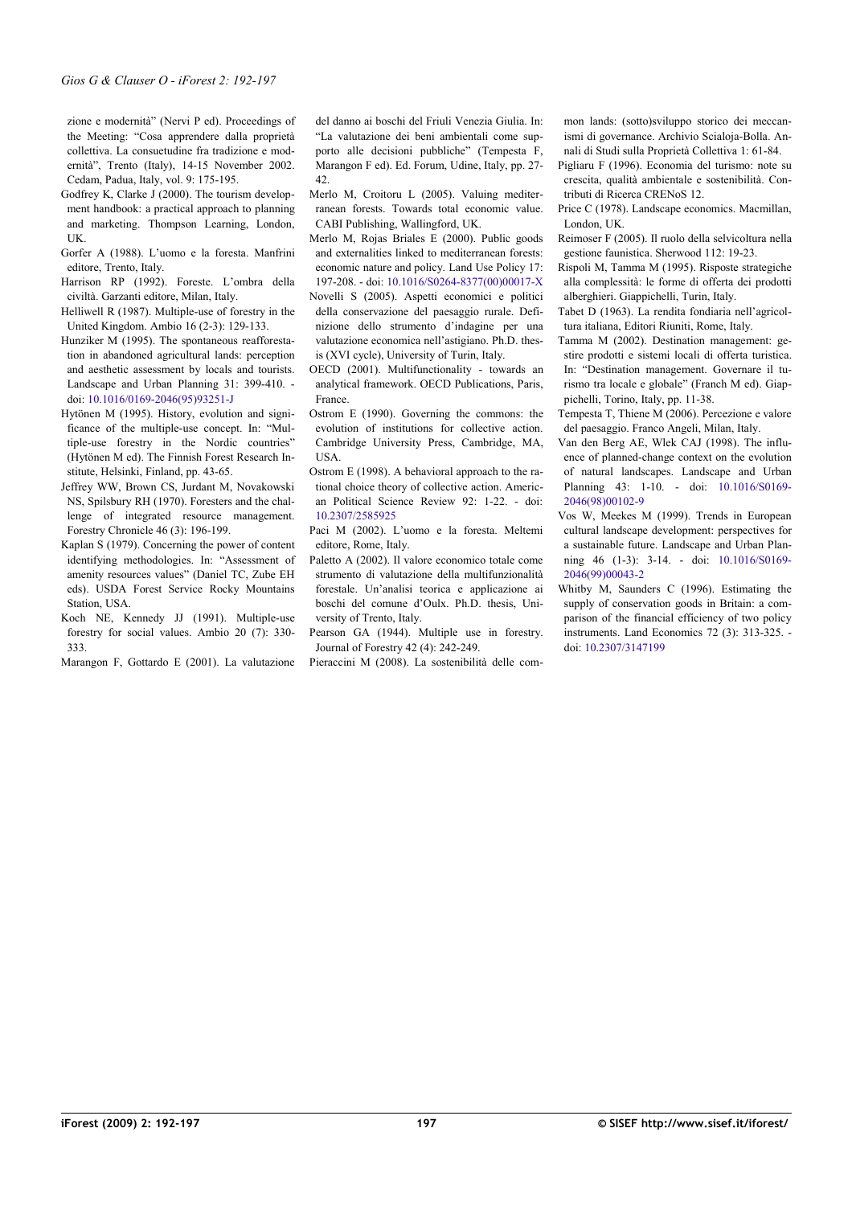zione e modernità" (Nervi P ed). Proceedings of the Meeting: "Cosa apprendere dalla proprietà collettiva. La consuetudine fra tradizione e modernità", Trento (Italy), 14-15 November 2002. Cedam, Padua, Italy, vol. 9: 175-195.

Godfrey K, Clarke J (2000). The tourism development handbook: a practical approach to planning and marketing. Thompson Learning, London, UK.

Gorfer A (1988). L'uomo e la foresta. Manfrini editore, Trento, Italy.

Harrison RP (1992). Foreste. L'ombra della civiltà. Garzanti editore, Milan, Italy.

Helliwell R (1987). Multiple-use of forestry in the United Kingdom. Ambio 16 (2-3): 129-133.

Hunziker M (1995). The spontaneous reafforestation in abandoned agricultural lands: perception and aesthetic assessment by locals and tourists. Landscape and Urban Planning 31: 399-410. - doi: 10.1016/0169-2046(95)93251-J

Hytönen M (1995). History, evolution and significance of the multiple-use concept. In: "Multiple-use forestry in the Nordic countries" (Hytönen M ed). The Finnish Forest Research Institute, Helsinki, Finland, pp. 43-65.

Jeffrey WW, Brown CS, Jurdant M, Novakowski NS, Spilsbury RH (1970). Foresters and the challenge of integrated resource management. Forestry Chronicle 46 (3): 196-199.

Kaplan S (1979). Concerning the power of content identifying methodologies. In: "Assessment of amenity resources values" (Daniel TC, Zube EH eds). USDA Forest Service Rocky Mountains Station, USA.

Koch NE, Kennedy JJ (1991). Multiple-use forestry for social values. Ambio 20 (7): 330-333.

Marangon F, Gottardo E (2001). La valutazione del danno ai boschi del Friuli Venezia Giulia. In: "La valutazione dei beni ambientali come supporto alle decisioni pubbliche" (Tempesta F, Marangon F ed). Ed. Forum, Udine, Italy, pp. 27-42.

Merlo M, Croitoru L (2005). Valuing mediterranean forests. Towards total economic value. CABI Publishing, Wallingford, UK.

Merlo M, Rojas Briales E (2000). Public goods and externalities linked to mediterranean forests: economic nature and policy. Land Use Policy 17: 197-208. - doi: 10.1016/S0264-8377(00)00017-X

Novelli S (2005). Aspetti economici e politici della conservazione del paesaggio rurale. Definizione dello strumento d'indagine per una valutazione economica nell'astigiano. Ph.D. thesis (XVI cycle), University of Turin, Italy.

OECD (2001). Multifunctionality - towards an analytical framework. OECD Publications, Paris, France.

Ostrom E (1990). Governing the commons: the evolution of institutions for collective action. Cambridge University Press, Cambridge, MA, USA.

Ostrom E (1998). A behavioral approach to the rational choice theory of collective action. American Political Science Review 92: 1-22. - doi: 10.2307/2585925

Paci M (2002). L'uomo e la foresta. Meltemi editore, Rome, Italy.

Paletto A (2002). Il valore economico totale come strumento di valutazione della multifunzionalità forestale. Un'analisi teorica e applicazione ai boschi del comune d'Oulx. Ph.D. thesis, University of Trento, Italy.

Pearson GA (1944). Multiple use in forestry. Journal of Forestry 42 (4): 242-249.

Pieraccini M (2008). La sostenibilità delle common lands: (sotto)sviluppo storico dei meccanismi di governance. Archivio Scialoja-Bolla. Annali di Studi sulla Proprietà Collettiva 1: 61-84.

Pigliaru F (1996). Economia del turismo: note su crescita, qualità ambientale e sostenibilità. Contributi di Ricerca CRENoS 12.

Price C (1978). Landscape economics. Macmillan, London, UK.

Reimoser F (2005). Il ruolo della selvicoltura nella gestione faunistica. Sherwood 112: 19-23.

Rispoli M, Tamma M (1995). Risposte strategiche alla complessità: le forme di offerta dei prodotti alberghieri. Giappichelli, Turin, Italy.

Tabet D (1963). La rendita fondiaria nell'agricoltura italiana, Editori Riuniti, Rome, Italy.

Tamma M (2002). Destination management: gestire prodotti e sistemi locali di offerta turistica. In: "Destination management. Governare il turismo tra locale e globale" (Franch M ed). Giappichelli, Torino, Italy, pp. 11-38.

Tempesta T, Thiene M (2006). Percezione e valore del paesaggio. Franco Angeli, Milan, Italy.

Van den Berg AE, Wlek CAJ (1998). The influence of planned-change context on the evolution of natural landscapes. Landscape and Urban Planning 43: 1-10. - doi: 10.1016/S0169-2046(98)00102-9

Vos W, Meekes M (1999). Trends in European cultural landscape development: perspectives for a sustainable future. Landscape and Urban Planning 46 (1-3): 3-14. - doi: 10.1016/S0169-2046(99)00043-2

Whitby M, Saunders C (1996). Estimating the supply of conservation goods in Britain: a comparison of the financial efficiency of two policy instruments. Land Economics 72 (3): 313-325. - doi: 10.2307/3147199